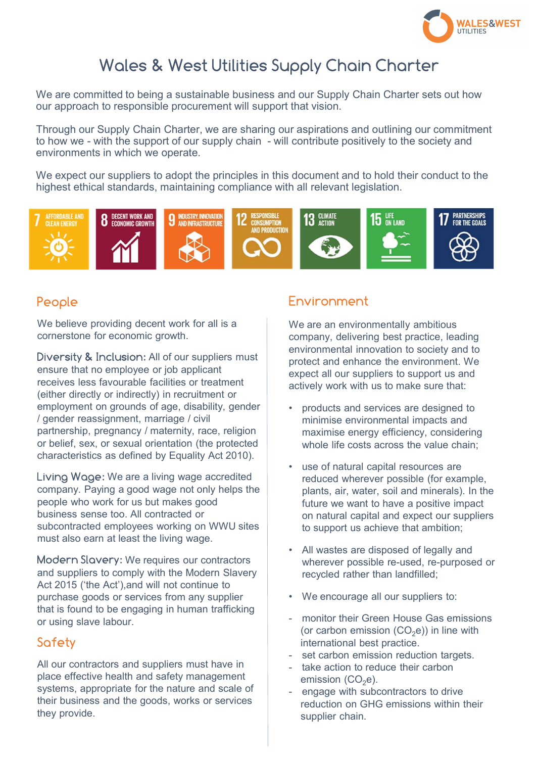# Wales & West Utilities Supply Chain Charter

We are committed to being a sustainable business and our Supply Chain Charter sets out how our approach to responsible procurement will support that vision.

Through our Supply Chain Charter, we are sharing our aspirations and outlining our commitment to how we - with the support of our supply chain - will contribute positively to the society and environments in which we operate.

We expect our suppliers to adopt the principles in this document and to hold their conduct to the highest ethical standards, maintaining compliance with all relevant legislation.

7 AFFORDABLE AND CLEAN ENERGY | 8 DECENT WORK AND ECONOMIC GROWTH | 9 INDUSTRY, INNOVATION AND INFRASTRUCTURE | 12 RESPONSIBLE CONSUMPTION AND PRODUCTION | 13 CLIMATE ACTION | 15 LIFE ON LAND | 17 PARTNERSHIPS FOR THE GOALS

## People

We believe providing decent work for all is a cornerstone for economic growth.

**Diversity & Inclusion:** All of our suppliers must ensure that no employee or job applicant receives less favourable facilities or treatment (either directly or indirectly) in recruitment or employment on grounds of age, disability, gender / gender reassignment, marriage / civil partnership, pregnancy / maternity, race, religion or belief, sex, or sexual orientation (the protected characteristics as defined by Equality Act 2010).

**Living Wage:** We are a living wage accredited company. Paying a good wage not only helps the people who work for us but makes good business sense too. All contracted or subcontracted employees working on WWU sites must also earn at least the living wage.

**Modern Slavery:** We requires our contractors and suppliers to comply with the Modern Slavery Act 2015 ('the Act'),and will not continue to purchase goods or services from any supplier that is found to be engaging in human trafficking or using slave labour.

## Safety

All our contractors and suppliers must have in place effective health and safety management systems, appropriate for the nature and scale of their business and the goods, works or services they provide.

## Environment

We are an environmentally ambitious company, delivering best practice, leading environmental innovation to society and to protect and enhance the environment. We expect all our suppliers to support us and actively work with us to make sure that:

- products and services are designed to minimise environmental impacts and maximise energy efficiency, considering whole life costs across the value chain;
- use of natural capital resources are reduced wherever possible (for example, plants, air, water, soil and minerals). In the future we want to have a positive impact on natural capital and expect our suppliers to support us achieve that ambition;
- All wastes are disposed of legally and wherever possible re-used, re-purposed or recycled rather than landfilled;
- We encourage all our suppliers to:
  - monitor their Green House Gas emissions (or carbon emission ($CO_2e$)) in line with international best practice.
  - set carbon emission reduction targets.
  - take action to reduce their carbon emission ($CO_2e$).
  - engage with subcontractors to drive reduction on GHG emissions within their supplier chain.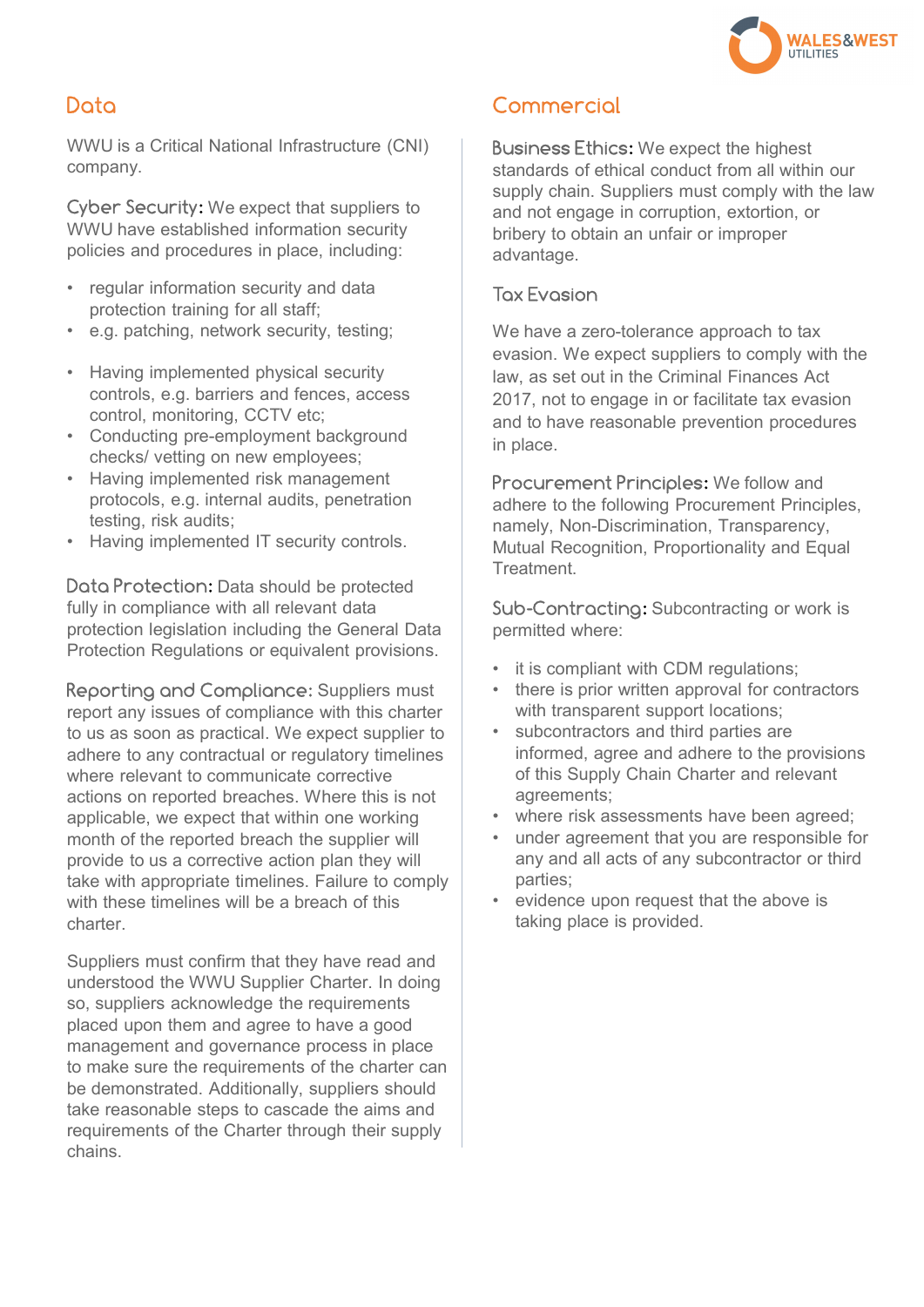## Data

WWU is a Critical National Infrastructure (CNI) company.

**Cyber Security:** We expect that suppliers to WWU have established information security policies and procedures in place, including:

- regular information security and data protection training for all staff;
- e.g. patching, network security, testing;

- Having implemented physical security controls, e.g. barriers and fences, access control, monitoring, CCTV etc;
- Conducting pre-employment background checks/ vetting on new employees;
- Having implemented risk management protocols, e.g. internal audits, penetration testing, risk audits;
- Having implemented IT security controls.

**Data Protection:** Data should be protected fully in compliance with all relevant data protection legislation including the General Data Protection Regulations or equivalent provisions.

**Reporting and Compliance:** Suppliers must report any issues of compliance with this charter to us as soon as practical. We expect supplier to adhere to any contractual or regulatory timelines where relevant to communicate corrective actions on reported breaches. Where this is not applicable, we expect that within one working month of the reported breach the supplier will provide to us a corrective action plan they will take with appropriate timelines. Failure to comply with these timelines will be a breach of this charter.

Suppliers must confirm that they have read and understood the WWU Supplier Charter. In doing so, suppliers acknowledge the requirements placed upon them and agree to have a good management and governance process in place to make sure the requirements of the charter can be demonstrated. Additionally, suppliers should take reasonable steps to cascade the aims and requirements of the Charter through their supply chains.

## Commercial

**Business Ethics:** We expect the highest standards of ethical conduct from all within our supply chain. Suppliers must comply with the law and not engage in corruption, extortion, or bribery to obtain an unfair or improper advantage.

### Tax Evasion

We have a zero-tolerance approach to tax evasion. We expect suppliers to comply with the law, as set out in the Criminal Finances Act 2017, not to engage in or facilitate tax evasion and to have reasonable prevention procedures in place.

**Procurement Principles:** We follow and adhere to the following Procurement Principles, namely, Non-Discrimination, Transparency, Mutual Recognition, Proportionality and Equal Treatment.

**Sub-Contracting:** Subcontracting or work is permitted where:

- it is compliant with CDM regulations;
- there is prior written approval for contractors with transparent support locations;
- subcontractors and third parties are informed, agree and adhere to the provisions of this Supply Chain Charter and relevant agreements;
- where risk assessments have been agreed;
- under agreement that you are responsible for any and all acts of any subcontractor or third parties;
- evidence upon request that the above is taking place is provided.